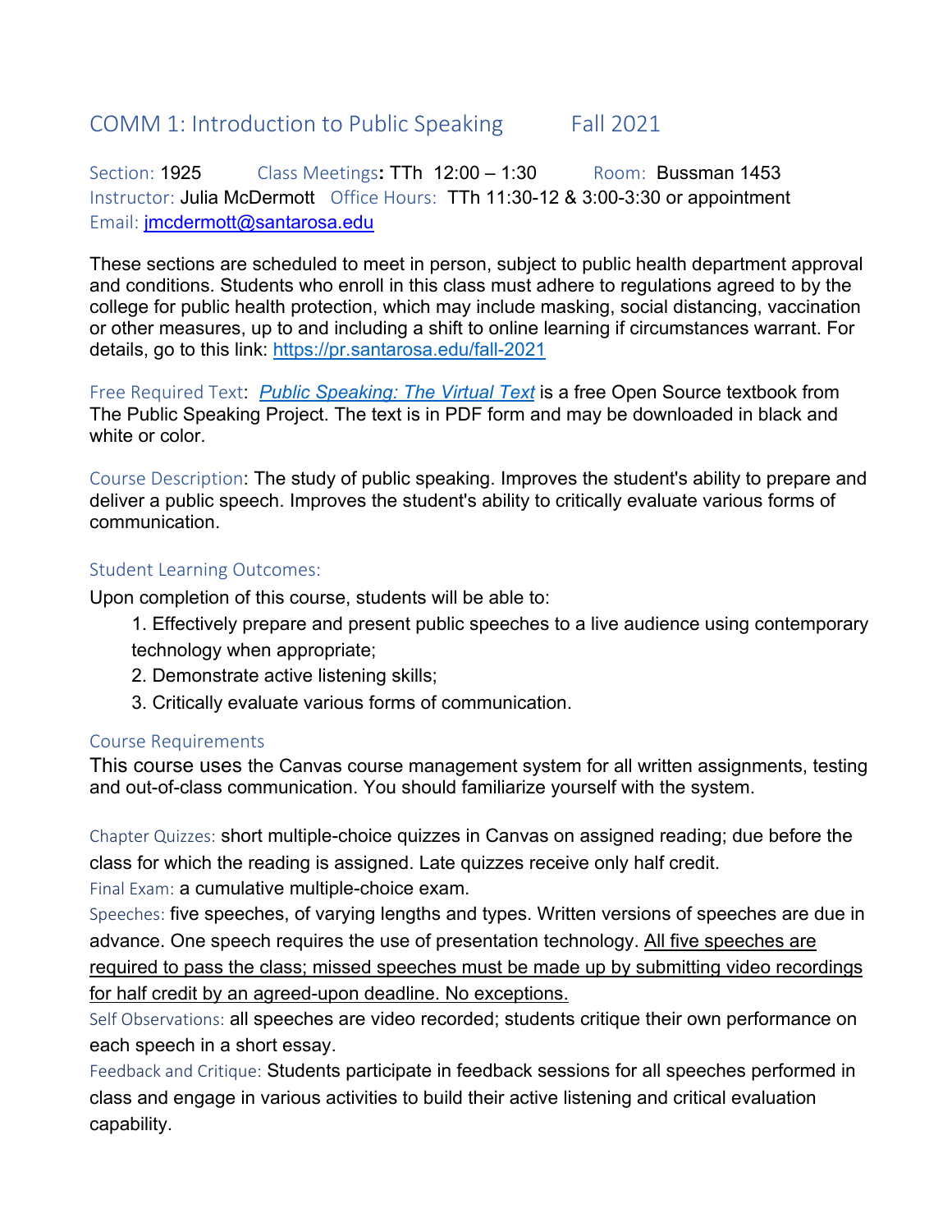# COMM 1: Introduction to Public Speaking    Fall 2021

Section: 1925    Class Meetings: TTh 12:00 – 1:30    Room: Bussman 1453
Instructor: Julia McDermott    Office Hours: TTh 11:30-12 & 3:00-3:30 or appointment
Email: jmcdermott@santarosa.edu

These sections are scheduled to meet in person, subject to public health department approval and conditions. Students who enroll in this class must adhere to regulations agreed to by the college for public health protection, which may include masking, social distancing, vaccination or other measures, up to and including a shift to online learning if circumstances warrant. For details, go to this link: https://pr.santarosa.edu/fall-2021

Free Required Text: *Public Speaking: The Virtual Text* is a free Open Source textbook from The Public Speaking Project. The text is in PDF form and may be downloaded in black and white or color.

Course Description: The study of public speaking. Improves the student's ability to prepare and deliver a public speech. Improves the student's ability to critically evaluate various forms of communication.

## Student Learning Outcomes:

Upon completion of this course, students will be able to:

1. Effectively prepare and present public speeches to a live audience using contemporary technology when appropriate;
2. Demonstrate active listening skills;
3. Critically evaluate various forms of communication.

## Course Requirements

This course uses the Canvas course management system for all written assignments, testing and out-of-class communication. You should familiarize yourself with the system.

Chapter Quizzes: short multiple-choice quizzes in Canvas on assigned reading; due before the class for which the reading is assigned. Late quizzes receive only half credit.

Final Exam: a cumulative multiple-choice exam.

Speeches: five speeches, of varying lengths and types. Written versions of speeches are due in advance. One speech requires the use of presentation technology. <u>All five speeches are required to pass the class; missed speeches must be made up by submitting video recordings for half credit by an agreed-upon deadline. No exceptions.</u>

Self Observations: all speeches are video recorded; students critique their own performance on each speech in a short essay.

Feedback and Critique: Students participate in feedback sessions for all speeches performed in class and engage in various activities to build their active listening and critical evaluation capability.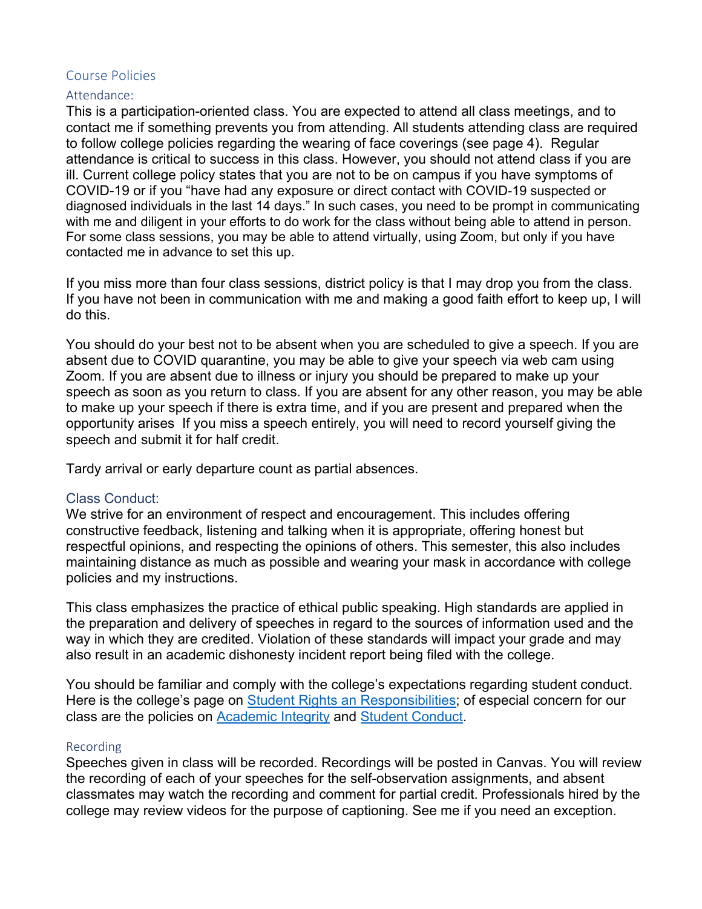## Course Policies

### Attendance:

This is a participation-oriented class. You are expected to attend all class meetings, and to contact me if something prevents you from attending. All students attending class are required to follow college policies regarding the wearing of face coverings (see page 4). Regular attendance is critical to success in this class. However, you should not attend class if you are ill. Current college policy states that you are not to be on campus if you have symptoms of COVID-19 or if you "have had any exposure or direct contact with COVID-19 suspected or diagnosed individuals in the last 14 days." In such cases, you need to be prompt in communicating with me and diligent in your efforts to do work for the class without being able to attend in person. For some class sessions, you may be able to attend virtually, using Zoom, but only if you have contacted me in advance to set this up.

If you miss more than four class sessions, district policy is that I may drop you from the class. If you have not been in communication with me and making a good faith effort to keep up, I will do this.

You should do your best not to be absent when you are scheduled to give a speech. If you are absent due to COVID quarantine, you may be able to give your speech via web cam using Zoom. If you are absent due to illness or injury you should be prepared to make up your speech as soon as you return to class. If you are absent for any other reason, you may be able to make up your speech if there is extra time, and if you are present and prepared when the opportunity arises If you miss a speech entirely, you will need to record yourself giving the speech and submit it for half credit.

Tardy arrival or early departure count as partial absences.

### Class Conduct:

We strive for an environment of respect and encouragement. This includes offering constructive feedback, listening and talking when it is appropriate, offering honest but respectful opinions, and respecting the opinions of others. This semester, this also includes maintaining distance as much as possible and wearing your mask in accordance with college policies and my instructions.

This class emphasizes the practice of ethical public speaking. High standards are applied in the preparation and delivery of speeches in regard to the sources of information used and the way in which they are credited. Violation of these standards will impact your grade and may also result in an academic dishonesty incident report being filed with the college.

You should be familiar and comply with the college's expectations regarding student conduct. Here is the college's page on Student Rights an Responsibilities; of especial concern for our class are the policies on Academic Integrity and Student Conduct.

### Recording

Speeches given in class will be recorded. Recordings will be posted in Canvas. You will review the recording of each of your speeches for the self-observation assignments, and absent classmates may watch the recording and comment for partial credit. Professionals hired by the college may review videos for the purpose of captioning. See me if you need an exception.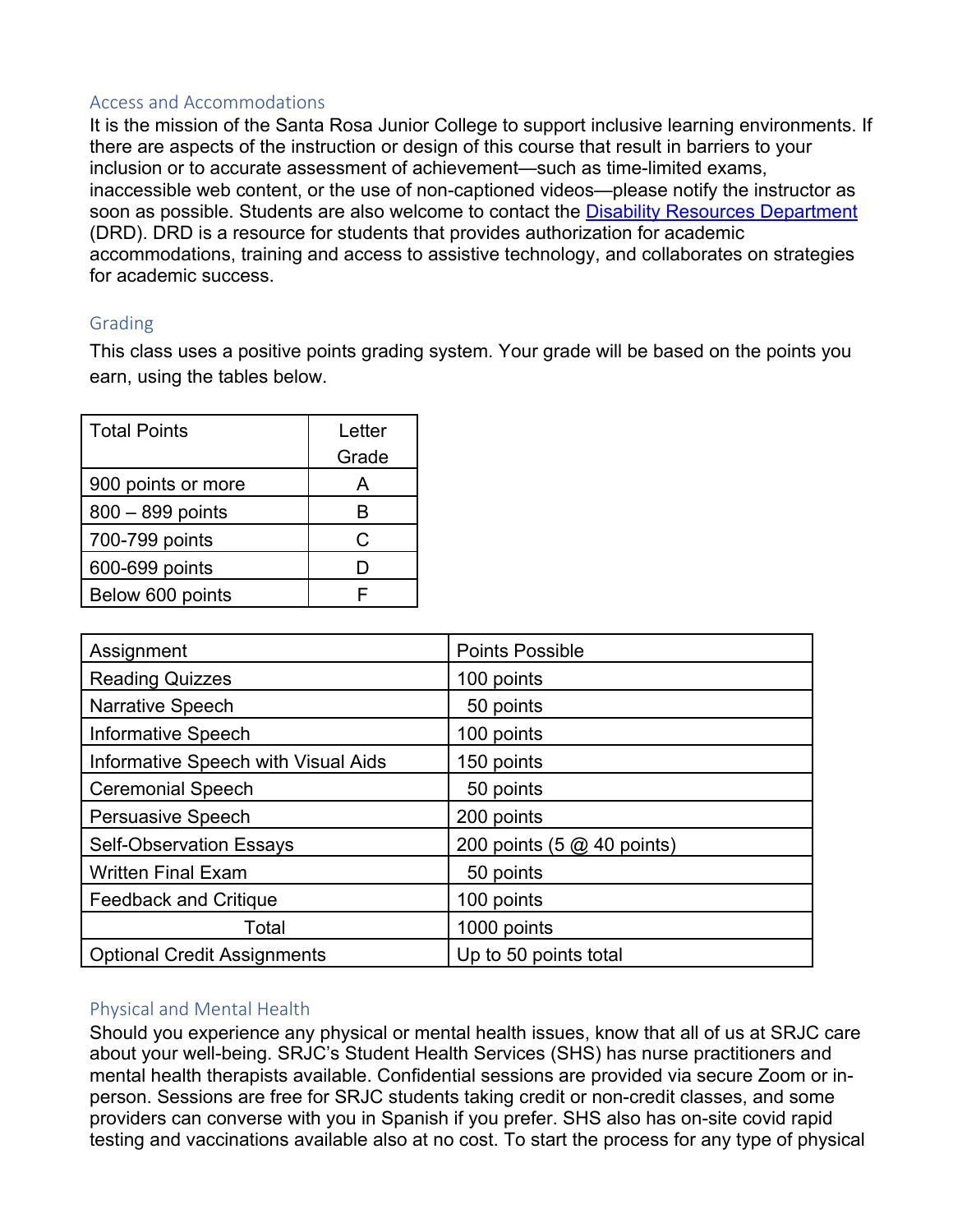## Access and Accommodations

It is the mission of the Santa Rosa Junior College to support inclusive learning environments. If there are aspects of the instruction or design of this course that result in barriers to your inclusion or to accurate assessment of achievement—such as time-limited exams, inaccessible web content, or the use of non-captioned videos—please notify the instructor as soon as possible. Students are also welcome to contact the [Disability Resources Department](#) (DRD). DRD is a resource for students that provides authorization for academic accommodations, training and access to assistive technology, and collaborates on strategies for academic success.

## Grading

This class uses a positive points grading system. Your grade will be based on the points you earn, using the tables below.

| Total Points | Letter Grade |
|---|---|
| 900 points or more | A |
| 800 – 899 points | B |
| 700-799 points | C |
| 600-699 points | D |
| Below 600 points | F |

| Assignment | Points Possible |
|---|---|
| Reading Quizzes | 100 points |
| Narrative Speech | 50 points |
| Informative Speech | 100 points |
| Informative Speech with Visual Aids | 150 points |
| Ceremonial Speech | 50 points |
| Persuasive Speech | 200 points |
| Self-Observation Essays | 200 points (5 @ 40 points) |
| Written Final Exam | 50 points |
| Feedback and Critique | 100 points |
| Total | 1000 points |
| Optional Credit Assignments | Up to 50 points total |

## Physical and Mental Health

Should you experience any physical or mental health issues, know that all of us at SRJC care about your well-being. SRJC's Student Health Services (SHS) has nurse practitioners and mental health therapists available. Confidential sessions are provided via secure Zoom or in-person. Sessions are free for SRJC students taking credit or non-credit classes, and some providers can converse with you in Spanish if you prefer. SHS also has on-site covid rapid testing and vaccinations available also at no cost. To start the process for any type of physical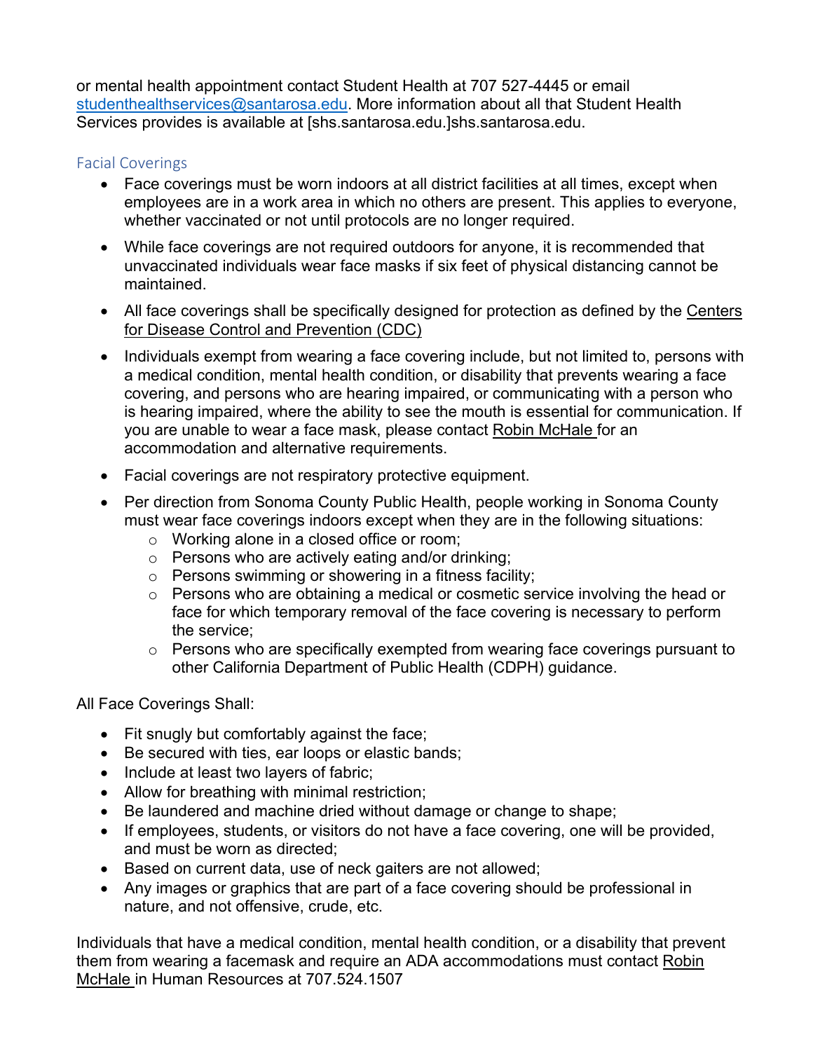or mental health appointment contact Student Health at 707 527-4445 or email studenthealthservices@santarosa.edu. More information about all that Student Health Services provides is available at [shs.santarosa.edu.]shs.santarosa.edu.

### Facial Coverings

- Face coverings must be worn indoors at all district facilities at all times, except when employees are in a work area in which no others are present. This applies to everyone, whether vaccinated or not until protocols are no longer required.
- While face coverings are not required outdoors for anyone, it is recommended that unvaccinated individuals wear face masks if six feet of physical distancing cannot be maintained.
- All face coverings shall be specifically designed for protection as defined by the Centers for Disease Control and Prevention (CDC)
- Individuals exempt from wearing a face covering include, but not limited to, persons with a medical condition, mental health condition, or disability that prevents wearing a face covering, and persons who are hearing impaired, or communicating with a person who is hearing impaired, where the ability to see the mouth is essential for communication. If you are unable to wear a face mask, please contact Robin McHale for an accommodation and alternative requirements.
- Facial coverings are not respiratory protective equipment.
- Per direction from Sonoma County Public Health, people working in Sonoma County must wear face coverings indoors except when they are in the following situations:
  - Working alone in a closed office or room;
  - Persons who are actively eating and/or drinking;
  - Persons swimming or showering in a fitness facility;
  - Persons who are obtaining a medical or cosmetic service involving the head or face for which temporary removal of the face covering is necessary to perform the service;
  - Persons who are specifically exempted from wearing face coverings pursuant to other California Department of Public Health (CDPH) guidance.

All Face Coverings Shall:

- Fit snugly but comfortably against the face;
- Be secured with ties, ear loops or elastic bands;
- Include at least two layers of fabric;
- Allow for breathing with minimal restriction;
- Be laundered and machine dried without damage or change to shape;
- If employees, students, or visitors do not have a face covering, one will be provided, and must be worn as directed;
- Based on current data, use of neck gaiters are not allowed;
- Any images or graphics that are part of a face covering should be professional in nature, and not offensive, crude, etc.

Individuals that have a medical condition, mental health condition, or a disability that prevent them from wearing a facemask and require an ADA accommodations must contact Robin McHale in Human Resources at 707.524.1507